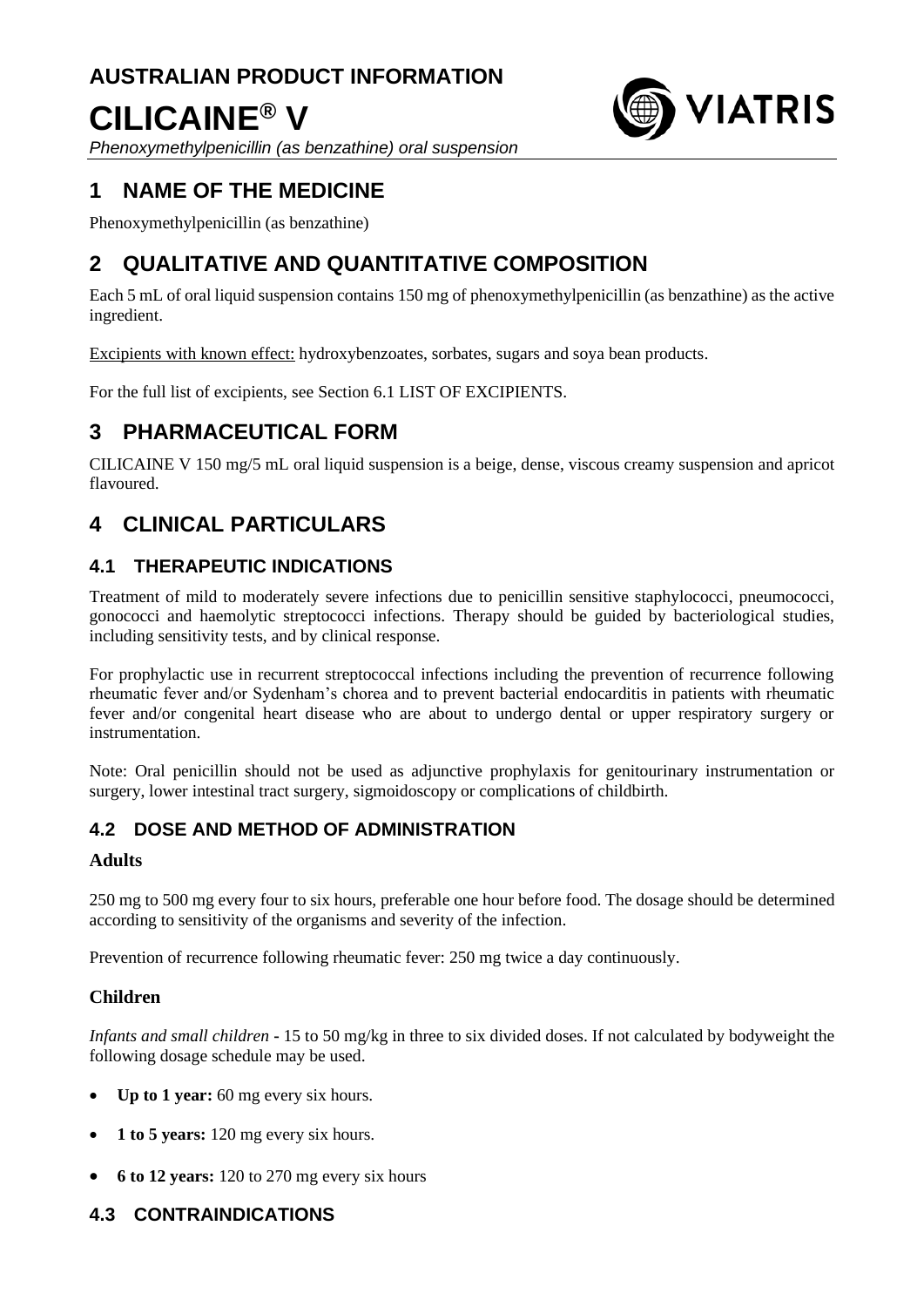# AUSTRALIAN PRODUCT INFORMATION

# CILICAINE® V

*Phenoxymethylpenicillin (as benzathine) oral suspension*

## 1 NAME OF THE MEDICINE

Phenoxymethylpenicillin (as benzathine)

## 2 QUALITATIVE AND QUANTITATIVE COMPOSITION

Each 5 mL of oral liquid suspension contains 150 mg of phenoxymethylpenicillin (as benzathine) as the active ingredient.

Excipients with known effect: hydroxybenzoates, sorbates, sugars and soya bean products.

For the full list of excipients, see Section 6.1 LIST OF EXCIPIENTS.

## 3 PHARMACEUTICAL FORM

CILICAINE V 150 mg/5 mL oral liquid suspension is a beige, dense, viscous creamy suspension and apricot flavoured.

## 4 CLINICAL PARTICULARS

### 4.1 THERAPEUTIC INDICATIONS

Treatment of mild to moderately severe infections due to penicillin sensitive staphylococci, pneumococci, gonococci and haemolytic streptococci infections. Therapy should be guided by bacteriological studies, including sensitivity tests, and by clinical response.

For prophylactic use in recurrent streptococcal infections including the prevention of recurrence following rheumatic fever and/or Sydenham's chorea and to prevent bacterial endocarditis in patients with rheumatic fever and/or congenital heart disease who are about to undergo dental or upper respiratory surgery or instrumentation.

Note: Oral penicillin should not be used as adjunctive prophylaxis for genitourinary instrumentation or surgery, lower intestinal tract surgery, sigmoidoscopy or complications of childbirth.

### 4.2 DOSE AND METHOD OF ADMINISTRATION

#### Adults

250 mg to 500 mg every four to six hours, preferable one hour before food. The dosage should be determined according to sensitivity of the organisms and severity of the infection.

Prevention of recurrence following rheumatic fever: 250 mg twice a day continuously.

#### Children

*Infants and small children* - 15 to 50 mg/kg in three to six divided doses. If not calculated by bodyweight the following dosage schedule may be used.

- **Up to 1 year:** 60 mg every six hours.
- **1 to 5 years:** 120 mg every six hours.
- **6 to 12 years:** 120 to 270 mg every six hours

### 4.3 CONTRAINDICATIONS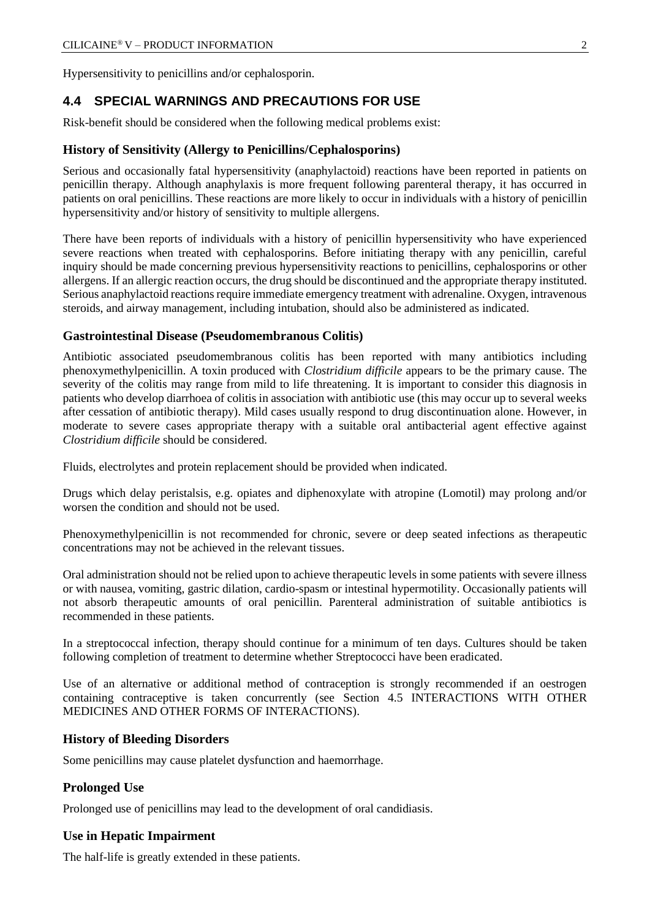Hypersensitivity to penicillins and/or cephalosporin.

## 4.4 SPECIAL WARNINGS AND PRECAUTIONS FOR USE

Risk-benefit should be considered when the following medical problems exist:

### History of Sensitivity (Allergy to Penicillins/Cephalosporins)

Serious and occasionally fatal hypersensitivity (anaphylactoid) reactions have been reported in patients on penicillin therapy. Although anaphylaxis is more frequent following parenteral therapy, it has occurred in patients on oral penicillins. These reactions are more likely to occur in individuals with a history of penicillin hypersensitivity and/or history of sensitivity to multiple allergens.

There have been reports of individuals with a history of penicillin hypersensitivity who have experienced severe reactions when treated with cephalosporins. Before initiating therapy with any penicillin, careful inquiry should be made concerning previous hypersensitivity reactions to penicillins, cephalosporins or other allergens. If an allergic reaction occurs, the drug should be discontinued and the appropriate therapy instituted. Serious anaphylactoid reactions require immediate emergency treatment with adrenaline. Oxygen, intravenous steroids, and airway management, including intubation, should also be administered as indicated.

### Gastrointestinal Disease (Pseudomembranous Colitis)

Antibiotic associated pseudomembranous colitis has been reported with many antibiotics including phenoxymethylpenicillin. A toxin produced with *Clostridium difficile* appears to be the primary cause. The severity of the colitis may range from mild to life threatening. It is important to consider this diagnosis in patients who develop diarrhoea of colitis in association with antibiotic use (this may occur up to several weeks after cessation of antibiotic therapy). Mild cases usually respond to drug discontinuation alone. However, in moderate to severe cases appropriate therapy with a suitable oral antibacterial agent effective against *Clostridium difficile* should be considered.

Fluids, electrolytes and protein replacement should be provided when indicated.

Drugs which delay peristalsis, e.g. opiates and diphenoxylate with atropine (Lomotil) may prolong and/or worsen the condition and should not be used.

Phenoxymethylpenicillin is not recommended for chronic, severe or deep seated infections as therapeutic concentrations may not be achieved in the relevant tissues.

Oral administration should not be relied upon to achieve therapeutic levels in some patients with severe illness or with nausea, vomiting, gastric dilation, cardio-spasm or intestinal hypermotility. Occasionally patients will not absorb therapeutic amounts of oral penicillin. Parenteral administration of suitable antibiotics is recommended in these patients.

In a streptococcal infection, therapy should continue for a minimum of ten days. Cultures should be taken following completion of treatment to determine whether Streptococci have been eradicated.

Use of an alternative or additional method of contraception is strongly recommended if an oestrogen containing contraceptive is taken concurrently (see Section 4.5 INTERACTIONS WITH OTHER MEDICINES AND OTHER FORMS OF INTERACTIONS).

### History of Bleeding Disorders

Some penicillins may cause platelet dysfunction and haemorrhage.

### Prolonged Use

Prolonged use of penicillins may lead to the development of oral candidiasis.

### Use in Hepatic Impairment

The half-life is greatly extended in these patients.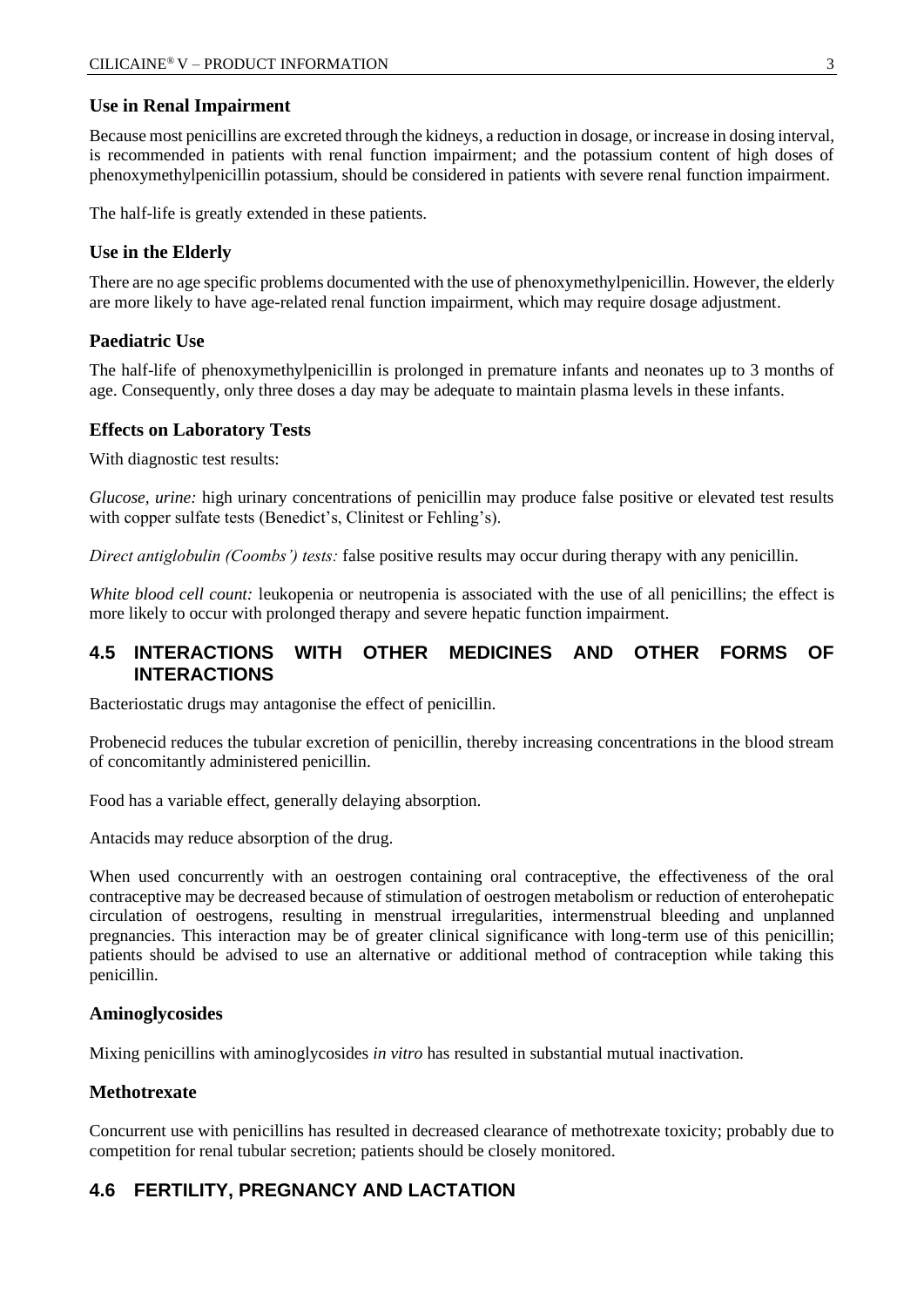### Use in Renal Impairment

Because most penicillins are excreted through the kidneys, a reduction in dosage, or increase in dosing interval, is recommended in patients with renal function impairment; and the potassium content of high doses of phenoxymethylpenicillin potassium, should be considered in patients with severe renal function impairment.

The half-life is greatly extended in these patients.

### Use in the Elderly

There are no age specific problems documented with the use of phenoxymethylpenicillin. However, the elderly are more likely to have age-related renal function impairment, which may require dosage adjustment.

### Paediatric Use

The half-life of phenoxymethylpenicillin is prolonged in premature infants and neonates up to 3 months of age. Consequently, only three doses a day may be adequate to maintain plasma levels in these infants.

### Effects on Laboratory Tests

With diagnostic test results:

*Glucose, urine:* high urinary concentrations of penicillin may produce false positive or elevated test results with copper sulfate tests (Benedict's, Clinitest or Fehling's).

*Direct antiglobulin (Coombs') tests:* false positive results may occur during therapy with any penicillin.

*White blood cell count:* leukopenia or neutropenia is associated with the use of all penicillins; the effect is more likely to occur with prolonged therapy and severe hepatic function impairment.

## 4.5 INTERACTIONS WITH OTHER MEDICINES AND OTHER FORMS OF INTERACTIONS

Bacteriostatic drugs may antagonise the effect of penicillin.

Probenecid reduces the tubular excretion of penicillin, thereby increasing concentrations in the blood stream of concomitantly administered penicillin.

Food has a variable effect, generally delaying absorption.

Antacids may reduce absorption of the drug.

When used concurrently with an oestrogen containing oral contraceptive, the effectiveness of the oral contraceptive may be decreased because of stimulation of oestrogen metabolism or reduction of enterohepatic circulation of oestrogens, resulting in menstrual irregularities, intermenstrual bleeding and unplanned pregnancies. This interaction may be of greater clinical significance with long-term use of this penicillin; patients should be advised to use an alternative or additional method of contraception while taking this penicillin.

### Aminoglycosides

Mixing penicillins with aminoglycosides *in vitro* has resulted in substantial mutual inactivation.

### Methotrexate

Concurrent use with penicillins has resulted in decreased clearance of methotrexate toxicity; probably due to competition for renal tubular secretion; patients should be closely monitored.

## 4.6 FERTILITY, PREGNANCY AND LACTATION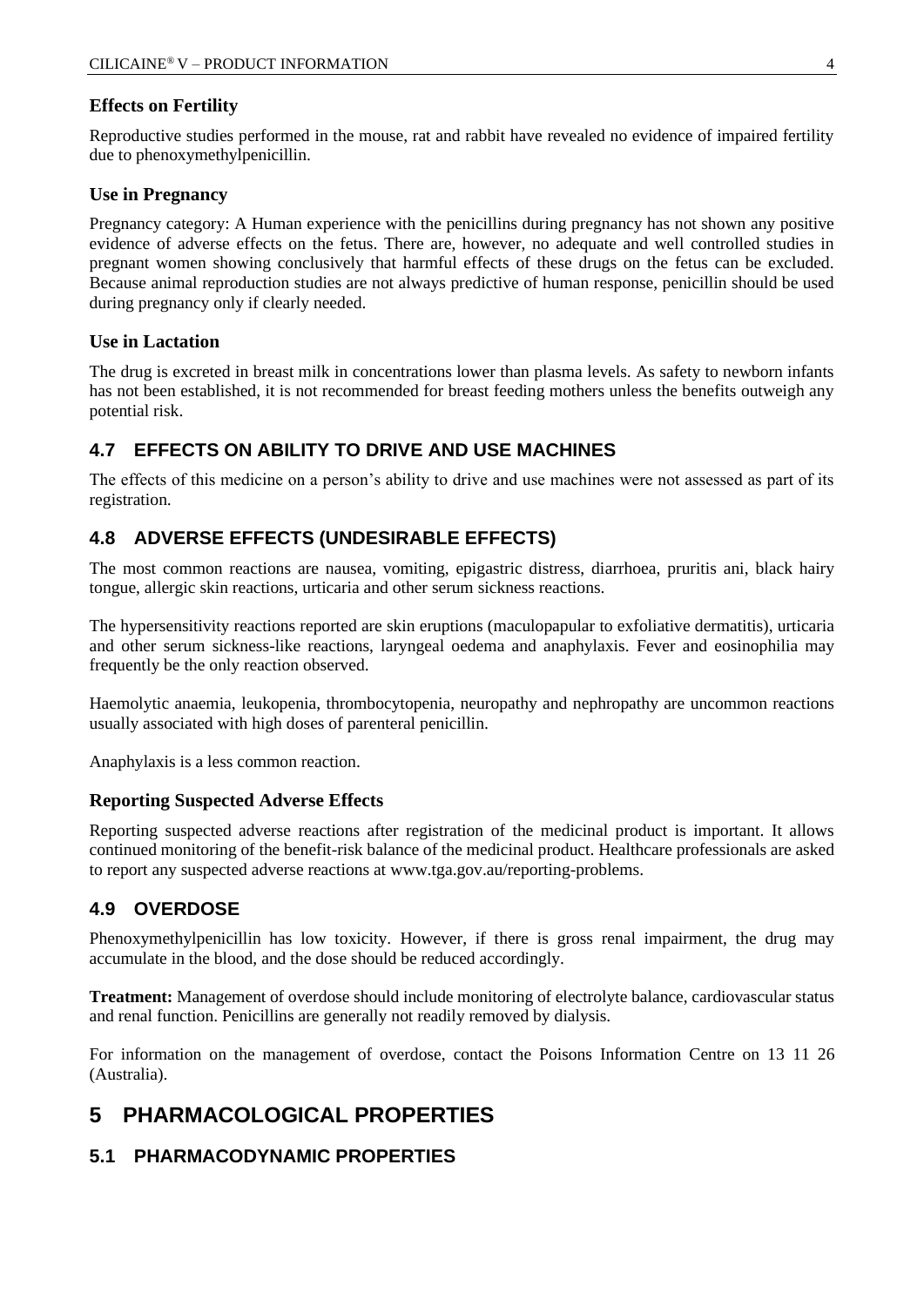### Effects on Fertility

Reproductive studies performed in the mouse, rat and rabbit have revealed no evidence of impaired fertility due to phenoxymethylpenicillin.

### Use in Pregnancy

Pregnancy category: A Human experience with the penicillins during pregnancy has not shown any positive evidence of adverse effects on the fetus. There are, however, no adequate and well controlled studies in pregnant women showing conclusively that harmful effects of these drugs on the fetus can be excluded. Because animal reproduction studies are not always predictive of human response, penicillin should be used during pregnancy only if clearly needed.

### Use in Lactation

The drug is excreted in breast milk in concentrations lower than plasma levels. As safety to newborn infants has not been established, it is not recommended for breast feeding mothers unless the benefits outweigh any potential risk.

## 4.7 EFFECTS ON ABILITY TO DRIVE AND USE MACHINES

The effects of this medicine on a person's ability to drive and use machines were not assessed as part of its registration.

## 4.8 ADVERSE EFFECTS (UNDESIRABLE EFFECTS)

The most common reactions are nausea, vomiting, epigastric distress, diarrhoea, pruritis ani, black hairy tongue, allergic skin reactions, urticaria and other serum sickness reactions.

The hypersensitivity reactions reported are skin eruptions (maculopapular to exfoliative dermatitis), urticaria and other serum sickness-like reactions, laryngeal oedema and anaphylaxis. Fever and eosinophilia may frequently be the only reaction observed.

Haemolytic anaemia, leukopenia, thrombocytopenia, neuropathy and nephropathy are uncommon reactions usually associated with high doses of parenteral penicillin.

Anaphylaxis is a less common reaction.

### Reporting Suspected Adverse Effects

Reporting suspected adverse reactions after registration of the medicinal product is important. It allows continued monitoring of the benefit-risk balance of the medicinal product. Healthcare professionals are asked to report any suspected adverse reactions at www.tga.gov.au/reporting-problems.

## 4.9 OVERDOSE

Phenoxymethylpenicillin has low toxicity. However, if there is gross renal impairment, the drug may accumulate in the blood, and the dose should be reduced accordingly.

**Treatment:** Management of overdose should include monitoring of electrolyte balance, cardiovascular status and renal function. Penicillins are generally not readily removed by dialysis.

For information on the management of overdose, contact the Poisons Information Centre on 13 11 26 (Australia).

# 5 PHARMACOLOGICAL PROPERTIES

## 5.1 PHARMACODYNAMIC PROPERTIES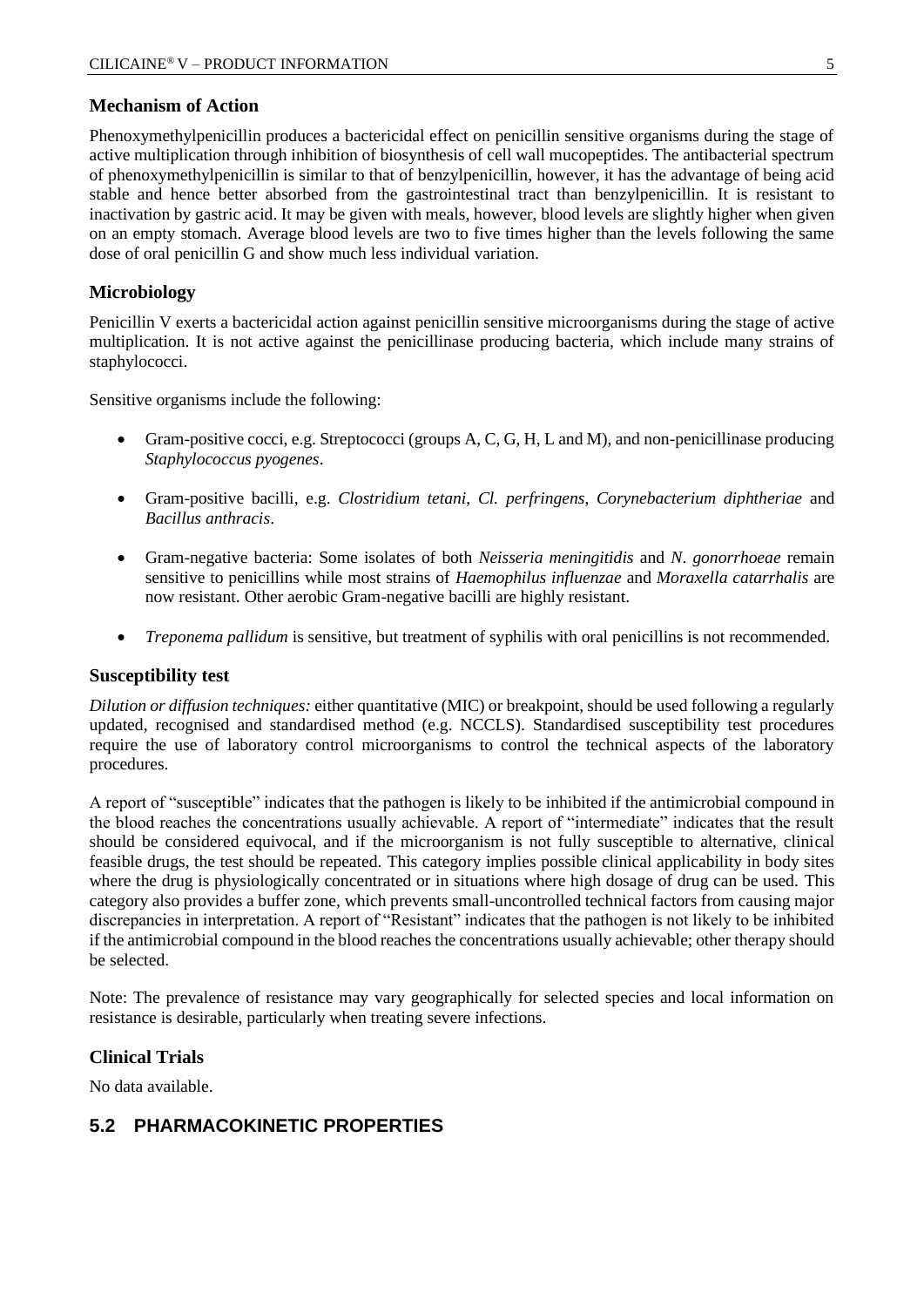### Mechanism of Action

Phenoxymethylpenicillin produces a bactericidal effect on penicillin sensitive organisms during the stage of active multiplication through inhibition of biosynthesis of cell wall mucopeptides. The antibacterial spectrum of phenoxymethylpenicillin is similar to that of benzylpenicillin, however, it has the advantage of being acid stable and hence better absorbed from the gastrointestinal tract than benzylpenicillin. It is resistant to inactivation by gastric acid. It may be given with meals, however, blood levels are slightly higher when given on an empty stomach. Average blood levels are two to five times higher than the levels following the same dose of oral penicillin G and show much less individual variation.

### Microbiology

Penicillin V exerts a bactericidal action against penicillin sensitive microorganisms during the stage of active multiplication. It is not active against the penicillinase producing bacteria, which include many strains of staphylococci.

Sensitive organisms include the following:

- Gram-positive cocci, e.g. Streptococci (groups A, C, G, H, L and M), and non-penicillinase producing *Staphylococcus pyogenes*.
- Gram-positive bacilli, e.g. *Clostridium tetani*, *Cl. perfringens*, *Corynebacterium diphtheriae* and *Bacillus anthracis*.
- Gram-negative bacteria: Some isolates of both *Neisseria meningitidis* and *N. gonorrhoeae* remain sensitive to penicillins while most strains of *Haemophilus influenzae* and *Moraxella catarrhalis* are now resistant. Other aerobic Gram-negative bacilli are highly resistant.
- *Treponema pallidum* is sensitive, but treatment of syphilis with oral penicillins is not recommended.

### Susceptibility test

*Dilution or diffusion techniques:* either quantitative (MIC) or breakpoint, should be used following a regularly updated, recognised and standardised method (e.g. NCCLS). Standardised susceptibility test procedures require the use of laboratory control microorganisms to control the technical aspects of the laboratory procedures.

A report of "susceptible" indicates that the pathogen is likely to be inhibited if the antimicrobial compound in the blood reaches the concentrations usually achievable. A report of "intermediate" indicates that the result should be considered equivocal, and if the microorganism is not fully susceptible to alternative, clinical feasible drugs, the test should be repeated. This category implies possible clinical applicability in body sites where the drug is physiologically concentrated or in situations where high dosage of drug can be used. This category also provides a buffer zone, which prevents small-uncontrolled technical factors from causing major discrepancies in interpretation. A report of "Resistant" indicates that the pathogen is not likely to be inhibited if the antimicrobial compound in the blood reaches the concentrations usually achievable; other therapy should be selected.

Note: The prevalence of resistance may vary geographically for selected species and local information on resistance is desirable, particularly when treating severe infections.

### Clinical Trials

No data available.

## 5.2 PHARMACOKINETIC PROPERTIES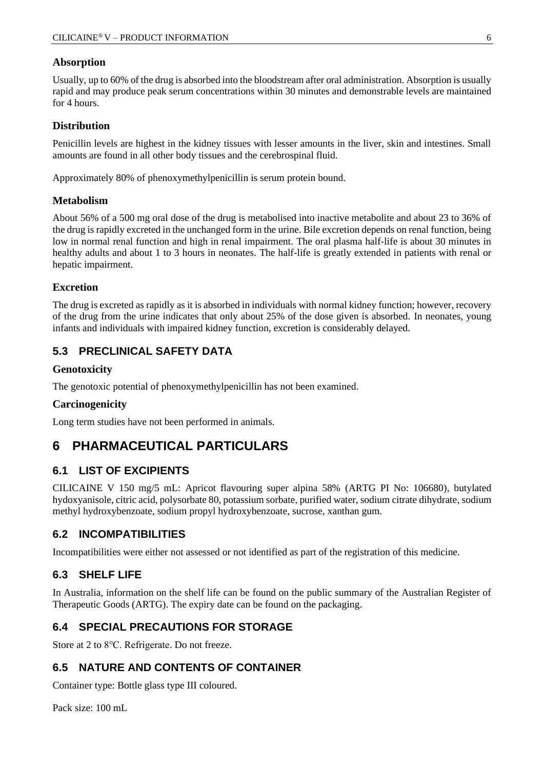### Absorption

Usually, up to 60% of the drug is absorbed into the bloodstream after oral administration. Absorption is usually rapid and may produce peak serum concentrations within 30 minutes and demonstrable levels are maintained for 4 hours.

### Distribution

Penicillin levels are highest in the kidney tissues with lesser amounts in the liver, skin and intestines. Small amounts are found in all other body tissues and the cerebrospinal fluid.

Approximately 80% of phenoxymethylpenicillin is serum protein bound.

### Metabolism

About 56% of a 500 mg oral dose of the drug is metabolised into inactive metabolite and about 23 to 36% of the drug is rapidly excreted in the unchanged form in the urine. Bile excretion depends on renal function, being low in normal renal function and high in renal impairment. The oral plasma half-life is about 30 minutes in healthy adults and about 1 to 3 hours in neonates. The half-life is greatly extended in patients with renal or hepatic impairment.

### Excretion

The drug is excreted as rapidly as it is absorbed in individuals with normal kidney function; however, recovery of the drug from the urine indicates that only about 25% of the dose given is absorbed. In neonates, young infants and individuals with impaired kidney function, excretion is considerably delayed.

## 5.3 PRECLINICAL SAFETY DATA

### Genotoxicity

The genotoxic potential of phenoxymethylpenicillin has not been examined.

### Carcinogenicity

Long term studies have not been performed in animals.

# 6 PHARMACEUTICAL PARTICULARS

## 6.1 LIST OF EXCIPIENTS

CILICAINE V 150 mg/5 mL: Apricot flavouring super alpina 58% (ARTG PI No: 106680), butylated hydoxyanisole, citric acid, polysorbate 80, potassium sorbate, purified water, sodium citrate dihydrate, sodium methyl hydroxybenzoate, sodium propyl hydroxybenzoate, sucrose, xanthan gum.

## 6.2 INCOMPATIBILITIES

Incompatibilities were either not assessed or not identified as part of the registration of this medicine.

## 6.3 SHELF LIFE

In Australia, information on the shelf life can be found on the public summary of the Australian Register of Therapeutic Goods (ARTG). The expiry date can be found on the packaging.

## 6.4 SPECIAL PRECAUTIONS FOR STORAGE

Store at 2 to 8°C. Refrigerate. Do not freeze.

## 6.5 NATURE AND CONTENTS OF CONTAINER

Container type: Bottle glass type III coloured.

Pack size: 100 mL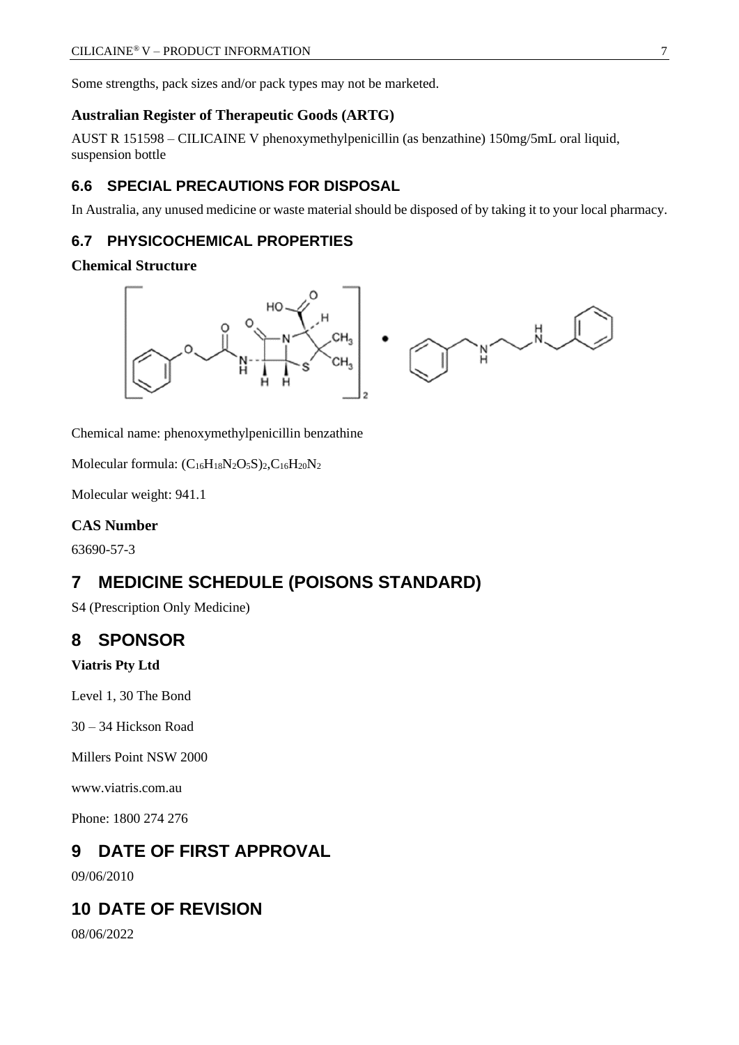Some strengths, pack sizes and/or pack types may not be marketed.

**Australian Register of Therapeutic Goods (ARTG)**

AUST R 151598 – CILICAINE V phenoxymethylpenicillin (as benzathine) 150mg/5mL oral liquid, suspension bottle

### 6.6 SPECIAL PRECAUTIONS FOR DISPOSAL

In Australia, any unused medicine or waste material should be disposed of by taking it to your local pharmacy.

### 6.7 PHYSICOCHEMICAL PROPERTIES

**Chemical Structure**

Chemical name: phenoxymethylpenicillin benzathine

Molecular formula: $(C_{16}H_{18}N_2O_5S)_2,C_{16}H_{20}N_2$

Molecular weight: 941.1

**CAS Number**

63690-57-3

## 7 MEDICINE SCHEDULE (POISONS STANDARD)

S4 (Prescription Only Medicine)

## 8 SPONSOR

**Viatris Pty Ltd**

Level 1, 30 The Bond

30 – 34 Hickson Road

Millers Point NSW 2000

www.viatris.com.au

Phone: 1800 274 276

## 9 DATE OF FIRST APPROVAL

09/06/2010

## 10 DATE OF REVISION

08/06/2022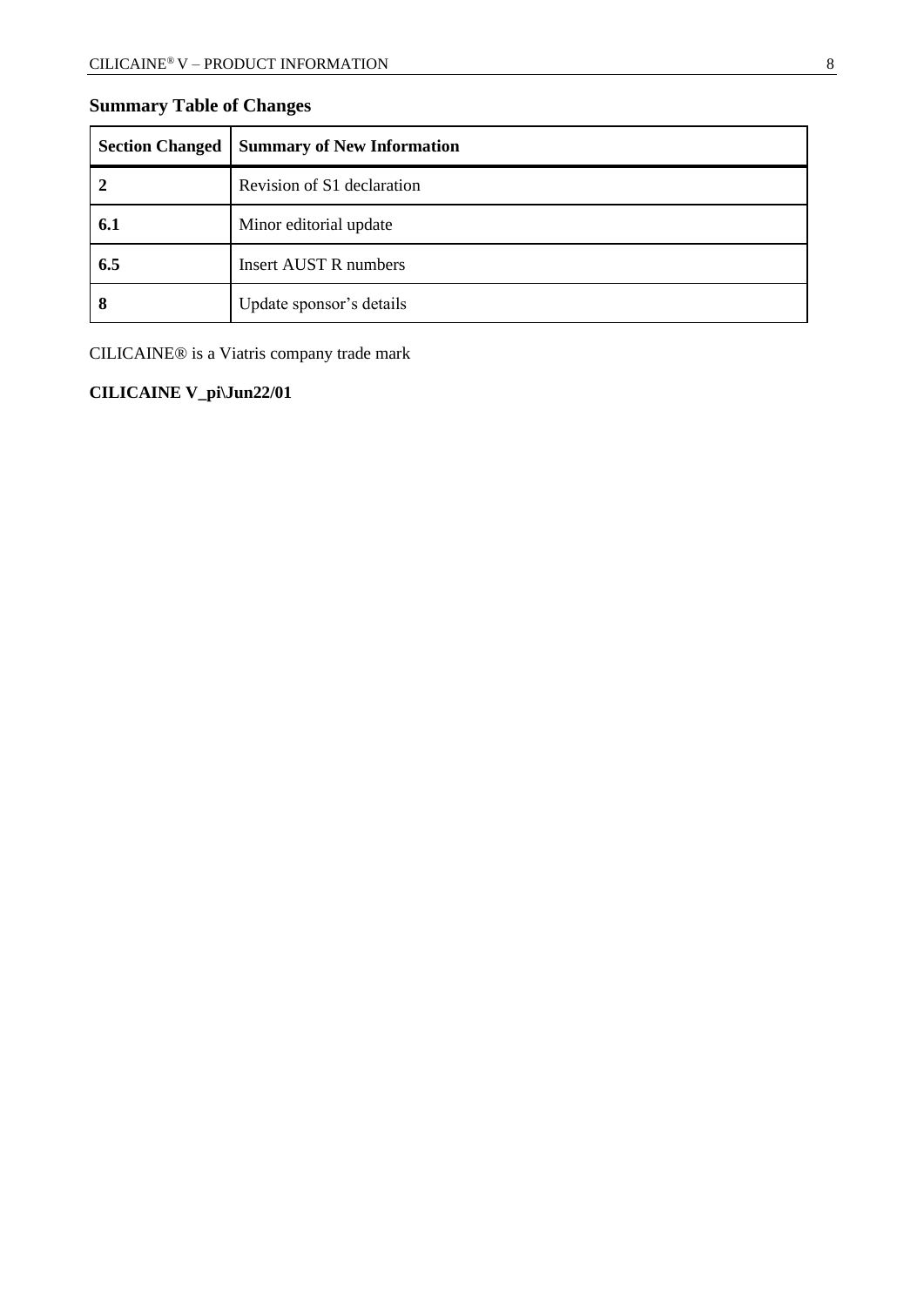## Summary Table of Changes

| Section Changed | Summary of New Information |
|---|---|
| **2** | Revision of S1 declaration |
| **6.1** | Minor editorial update |
| **6.5** | Insert AUST R numbers |
| **8** | Update sponsor's details |

CILICAINE® is a Viatris company trade mark

**CILICAINE V_pi\Jun22/01**